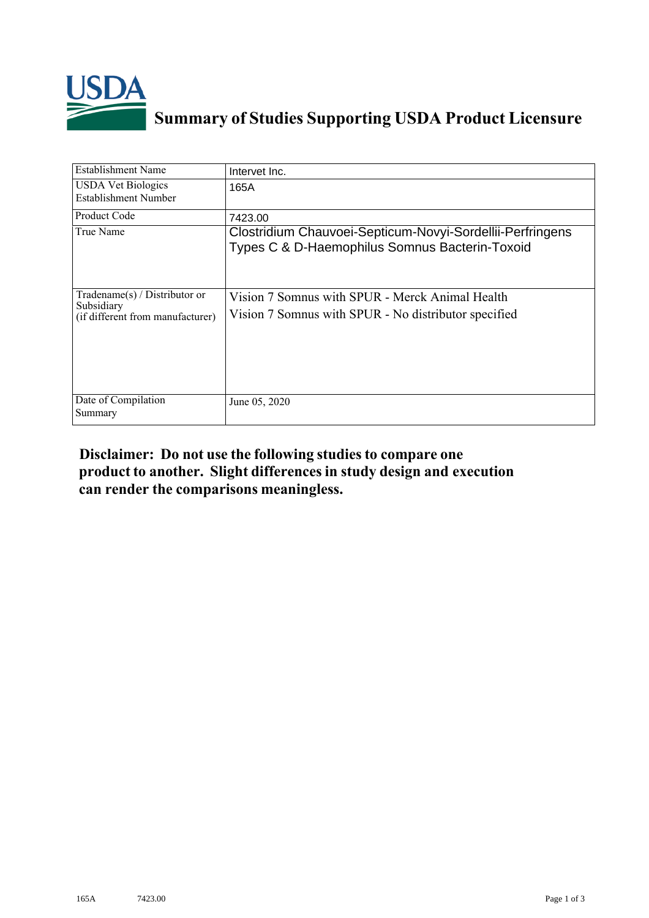# Summary of Studies Supporting USDA Product Licensure

| | |
|---|---|
| Establishment Name | Intervet Inc. |
| USDA Vet Biologics Establishment Number | 165A |
| Product Code | 7423.00 |
| True Name | Clostridium Chauvoei-Septicum-Novyi-Sordellii-Perfringens Types C & D-Haemophilus Somnus Bacterin-Toxoid |
| Tradename(s) / Distributor or Subsidiary (if different from manufacturer) | Vision 7 Somnus with SPUR - Merck Animal Health<br>Vision 7 Somnus with SPUR - No distributor specified |
| Date of Compilation Summary | June 05, 2020 |

**Disclaimer: Do not use the following studies to compare one product to another. Slight differences in study design and execution can render the comparisons meaningless.**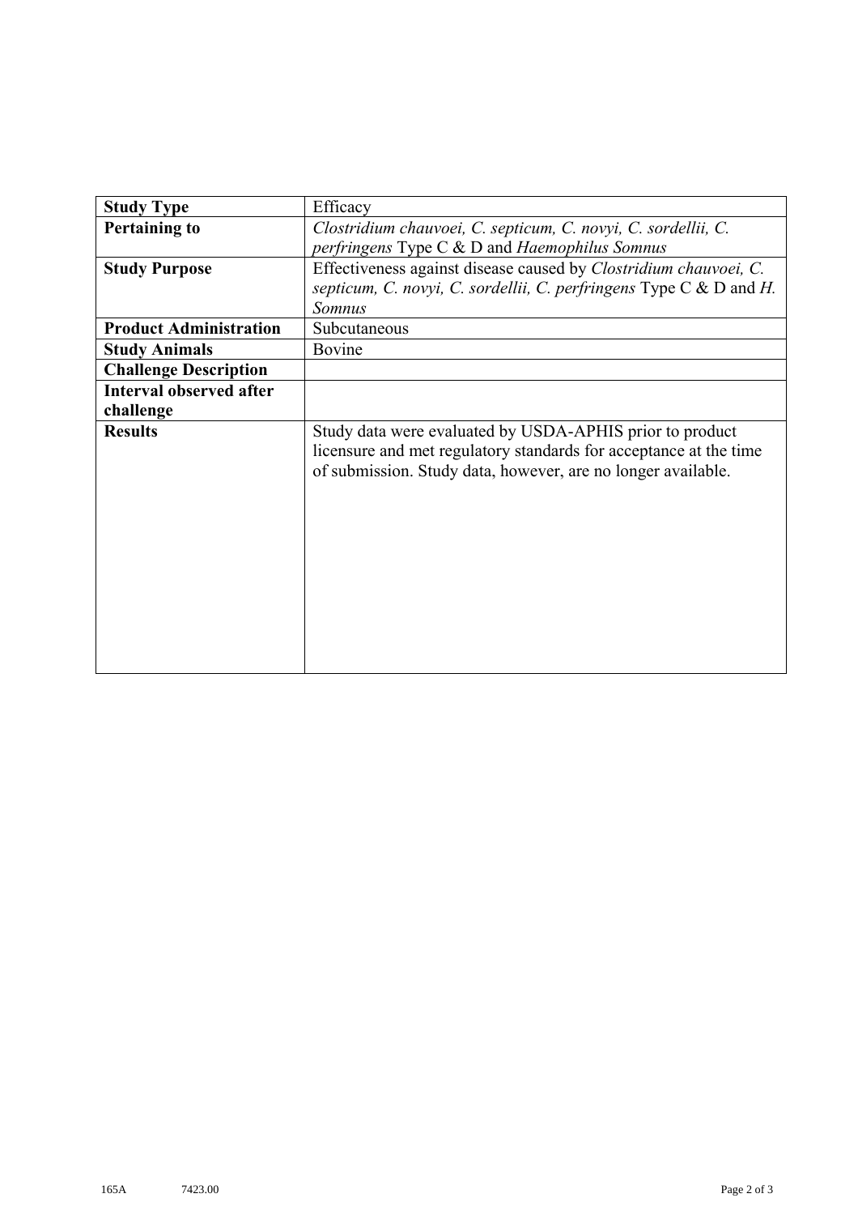| **Study Type** | Efficacy |
|---|---|
| **Pertaining to** | *Clostridium chauvoei, C. septicum, C. novyi, C. sordellii, C. perfringens* Type C & D and *Haemophilus Somnus* |
| **Study Purpose** | Effectiveness against disease caused by *Clostridium chauvoei, C. septicum, C. novyi, C. sordellii, C. perfringens* Type C & D and *H. Somnus* |
| **Product Administration** | Subcutaneous |
| **Study Animals** | Bovine |
| **Challenge Description** | |
| **Interval observed after challenge** | |
| **Results** | Study data were evaluated by USDA-APHIS prior to product licensure and met regulatory standards for acceptance at the time of submission. Study data, however, are no longer available. |

165A 7423.00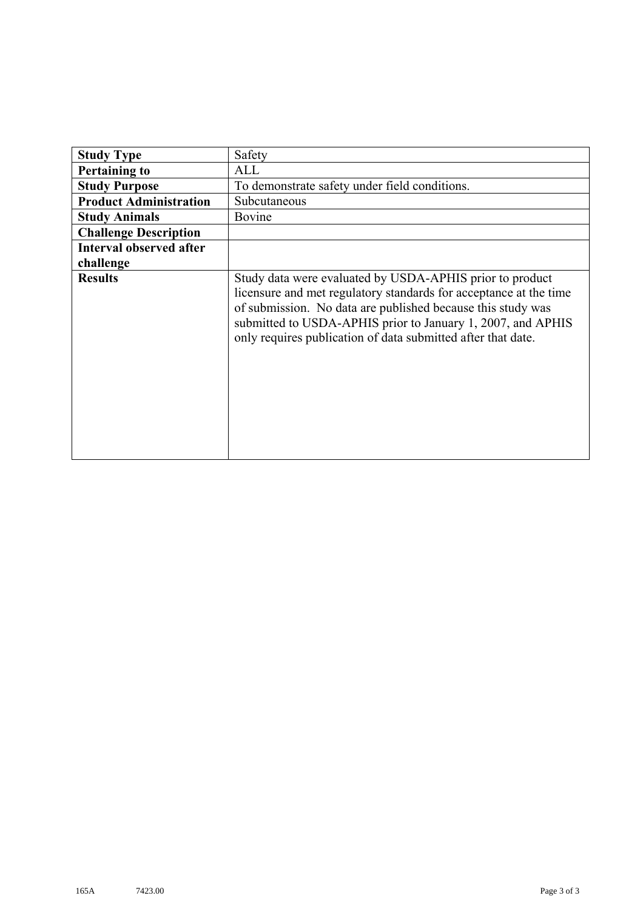| | |
|---|---|
| **Study Type** | Safety |
| **Pertaining to** | ALL |
| **Study Purpose** | To demonstrate safety under field conditions. |
| **Product Administration** | Subcutaneous |
| **Study Animals** | Bovine |
| **Challenge Description** | |
| **Interval observed after challenge** | |
| **Results** | Study data were evaluated by USDA-APHIS prior to product licensure and met regulatory standards for acceptance at the time of submission. No data are published because this study was submitted to USDA-APHIS prior to January 1, 2007, and APHIS only requires publication of data submitted after that date. |